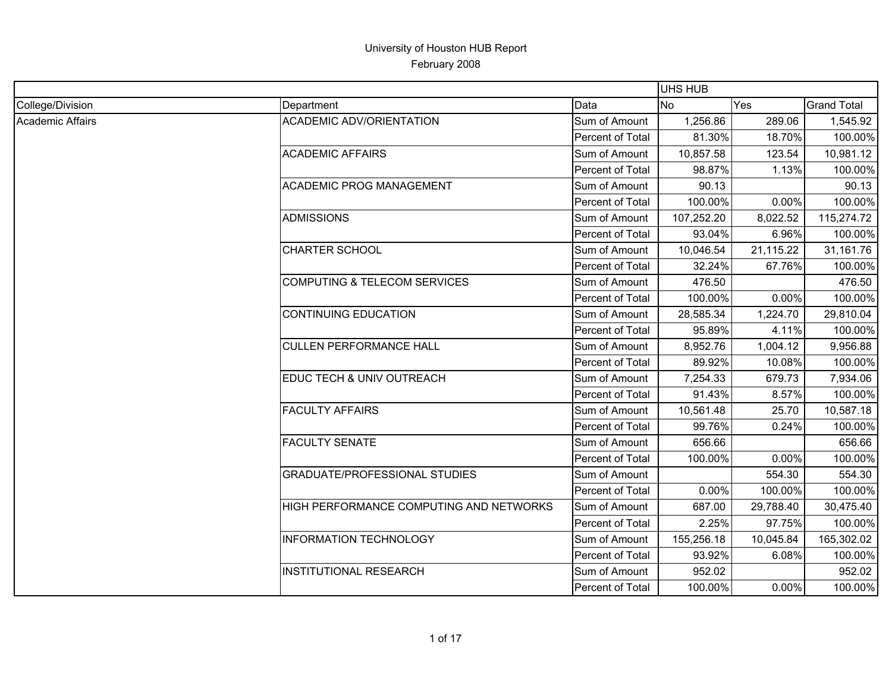# University of Houston HUB Report

February 2008

| | | | UHS HUB | | |
|---|---|---|---|---|---|
| College/Division | Department | Data | No | Yes | Grand Total |
| Academic Affairs | ACADEMIC ADV/ORIENTATION | Sum of Amount | 1,256.86 | 289.06 | 1,545.92 |
| | | Percent of Total | 81.30% | 18.70% | 100.00% |
| | ACADEMIC AFFAIRS | Sum of Amount | 10,857.58 | 123.54 | 10,981.12 |
| | | Percent of Total | 98.87% | 1.13% | 100.00% |
| | ACADEMIC PROG MANAGEMENT | Sum of Amount | 90.13 | | 90.13 |
| | | Percent of Total | 100.00% | 0.00% | 100.00% |
| | ADMISSIONS | Sum of Amount | 107,252.20 | 8,022.52 | 115,274.72 |
| | | Percent of Total | 93.04% | 6.96% | 100.00% |
| | CHARTER SCHOOL | Sum of Amount | 10,046.54 | 21,115.22 | 31,161.76 |
| | | Percent of Total | 32.24% | 67.76% | 100.00% |
| | COMPUTING & TELECOM SERVICES | Sum of Amount | 476.50 | | 476.50 |
| | | Percent of Total | 100.00% | 0.00% | 100.00% |
| | CONTINUING EDUCATION | Sum of Amount | 28,585.34 | 1,224.70 | 29,810.04 |
| | | Percent of Total | 95.89% | 4.11% | 100.00% |
| | CULLEN PERFORMANCE HALL | Sum of Amount | 8,952.76 | 1,004.12 | 9,956.88 |
| | | Percent of Total | 89.92% | 10.08% | 100.00% |
| | EDUC TECH & UNIV OUTREACH | Sum of Amount | 7,254.33 | 679.73 | 7,934.06 |
| | | Percent of Total | 91.43% | 8.57% | 100.00% |
| | FACULTY AFFAIRS | Sum of Amount | 10,561.48 | 25.70 | 10,587.18 |
| | | Percent of Total | 99.76% | 0.24% | 100.00% |
| | FACULTY SENATE | Sum of Amount | 656.66 | | 656.66 |
| | | Percent of Total | 100.00% | 0.00% | 100.00% |
| | GRADUATE/PROFESSIONAL STUDIES | Sum of Amount | | 554.30 | 554.30 |
| | | Percent of Total | 0.00% | 100.00% | 100.00% |
| | HIGH PERFORMANCE COMPUTING AND NETWORKS | Sum of Amount | 687.00 | 29,788.40 | 30,475.40 |
| | | Percent of Total | 2.25% | 97.75% | 100.00% |
| | INFORMATION TECHNOLOGY | Sum of Amount | 155,256.18 | 10,045.84 | 165,302.02 |
| | | Percent of Total | 93.92% | 6.08% | 100.00% |
| | INSTITUTIONAL RESEARCH | Sum of Amount | 952.02 | | 952.02 |
| | | Percent of Total | 100.00% | 0.00% | 100.00% |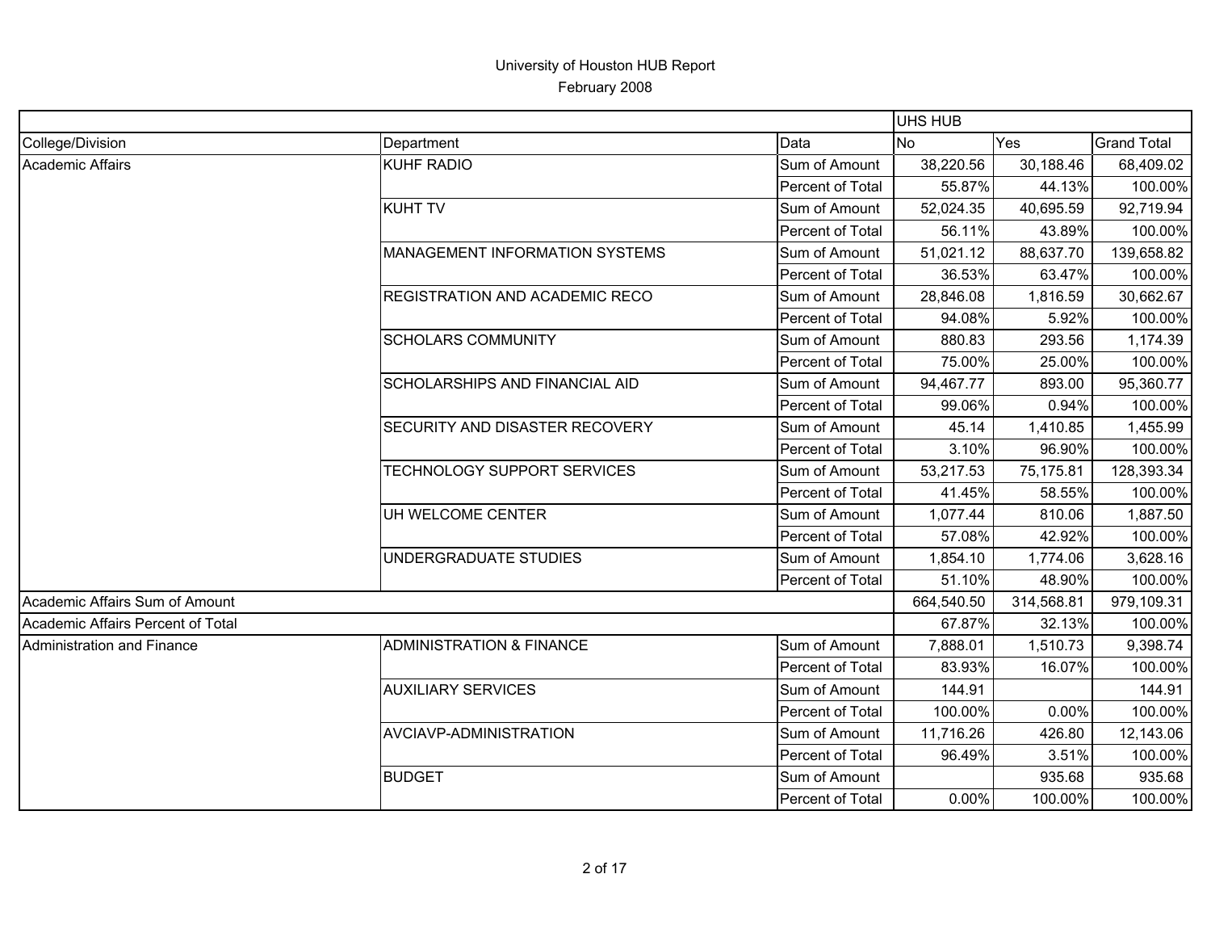University of Houston HUB Report

February 2008

| | | | UHS HUB | | |
|---|---|---|---|---|---|
| College/Division | Department | Data | No | Yes | Grand Total |
| Academic Affairs | KUHF RADIO | Sum of Amount | 38,220.56 | 30,188.46 | 68,409.02 |
| | | Percent of Total | 55.87% | 44.13% | 100.00% |
| | KUHT TV | Sum of Amount | 52,024.35 | 40,695.59 | 92,719.94 |
| | | Percent of Total | 56.11% | 43.89% | 100.00% |
| | MANAGEMENT INFORMATION SYSTEMS | Sum of Amount | 51,021.12 | 88,637.70 | 139,658.82 |
| | | Percent of Total | 36.53% | 63.47% | 100.00% |
| | REGISTRATION AND ACADEMIC RECO | Sum of Amount | 28,846.08 | 1,816.59 | 30,662.67 |
| | | Percent of Total | 94.08% | 5.92% | 100.00% |
| | SCHOLARS COMMUNITY | Sum of Amount | 880.83 | 293.56 | 1,174.39 |
| | | Percent of Total | 75.00% | 25.00% | 100.00% |
| | SCHOLARSHIPS AND FINANCIAL AID | Sum of Amount | 94,467.77 | 893.00 | 95,360.77 |
| | | Percent of Total | 99.06% | 0.94% | 100.00% |
| | SECURITY AND DISASTER RECOVERY | Sum of Amount | 45.14 | 1,410.85 | 1,455.99 |
| | | Percent of Total | 3.10% | 96.90% | 100.00% |
| | TECHNOLOGY SUPPORT SERVICES | Sum of Amount | 53,217.53 | 75,175.81 | 128,393.34 |
| | | Percent of Total | 41.45% | 58.55% | 100.00% |
| | UH WELCOME CENTER | Sum of Amount | 1,077.44 | 810.06 | 1,887.50 |
| | | Percent of Total | 57.08% | 42.92% | 100.00% |
| | UNDERGRADUATE STUDIES | Sum of Amount | 1,854.10 | 1,774.06 | 3,628.16 |
| | | Percent of Total | 51.10% | 48.90% | 100.00% |
| Academic Affairs Sum of Amount | | | 664,540.50 | 314,568.81 | 979,109.31 |
| Academic Affairs Percent of Total | | | 67.87% | 32.13% | 100.00% |
| Administration and Finance | ADMINISTRATION & FINANCE | Sum of Amount | 7,888.01 | 1,510.73 | 9,398.74 |
| | | Percent of Total | 83.93% | 16.07% | 100.00% |
| | AUXILIARY SERVICES | Sum of Amount | 144.91 | | 144.91 |
| | | Percent of Total | 100.00% | 0.00% | 100.00% |
| | AVCIAVP-ADMINISTRATION | Sum of Amount | 11,716.26 | 426.80 | 12,143.06 |
| | | Percent of Total | 96.49% | 3.51% | 100.00% |
| | BUDGET | Sum of Amount | | 935.68 | 935.68 |
| | | Percent of Total | 0.00% | 100.00% | 100.00% |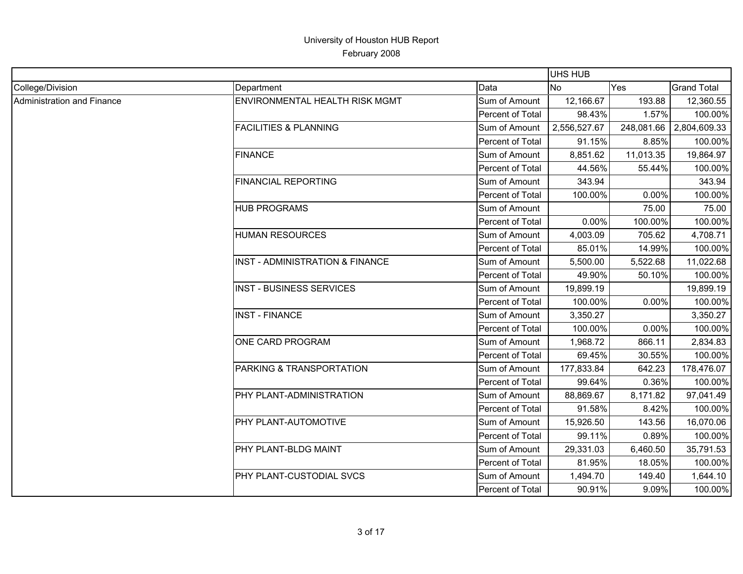University of Houston HUB Report

February 2008

| | | | UHS HUB | | |
|---|---|---|---|---|---|
| College/Division | Department | Data | No | Yes | Grand Total |
| Administration and Finance | ENVIRONMENTAL HEALTH RISK MGMT | Sum of Amount | 12,166.67 | 193.88 | 12,360.55 |
| | | Percent of Total | 98.43% | 1.57% | 100.00% |
| | FACILITIES & PLANNING | Sum of Amount | 2,556,527.67 | 248,081.66 | 2,804,609.33 |
| | | Percent of Total | 91.15% | 8.85% | 100.00% |
| | FINANCE | Sum of Amount | 8,851.62 | 11,013.35 | 19,864.97 |
| | | Percent of Total | 44.56% | 55.44% | 100.00% |
| | FINANCIAL REPORTING | Sum of Amount | 343.94 | | 343.94 |
| | | Percent of Total | 100.00% | 0.00% | 100.00% |
| | HUB PROGRAMS | Sum of Amount | | 75.00 | 75.00 |
| | | Percent of Total | 0.00% | 100.00% | 100.00% |
| | HUMAN RESOURCES | Sum of Amount | 4,003.09 | 705.62 | 4,708.71 |
| | | Percent of Total | 85.01% | 14.99% | 100.00% |
| | INST - ADMINISTRATION & FINANCE | Sum of Amount | 5,500.00 | 5,522.68 | 11,022.68 |
| | | Percent of Total | 49.90% | 50.10% | 100.00% |
| | INST - BUSINESS SERVICES | Sum of Amount | 19,899.19 | | 19,899.19 |
| | | Percent of Total | 100.00% | 0.00% | 100.00% |
| | INST - FINANCE | Sum of Amount | 3,350.27 | | 3,350.27 |
| | | Percent of Total | 100.00% | 0.00% | 100.00% |
| | ONE CARD PROGRAM | Sum of Amount | 1,968.72 | 866.11 | 2,834.83 |
| | | Percent of Total | 69.45% | 30.55% | 100.00% |
| | PARKING & TRANSPORTATION | Sum of Amount | 177,833.84 | 642.23 | 178,476.07 |
| | | Percent of Total | 99.64% | 0.36% | 100.00% |
| | PHY PLANT-ADMINISTRATION | Sum of Amount | 88,869.67 | 8,171.82 | 97,041.49 |
| | | Percent of Total | 91.58% | 8.42% | 100.00% |
| | PHY PLANT-AUTOMOTIVE | Sum of Amount | 15,926.50 | 143.56 | 16,070.06 |
| | | Percent of Total | 99.11% | 0.89% | 100.00% |
| | PHY PLANT-BLDG MAINT | Sum of Amount | 29,331.03 | 6,460.50 | 35,791.53 |
| | | Percent of Total | 81.95% | 18.05% | 100.00% |
| | PHY PLANT-CUSTODIAL SVCS | Sum of Amount | 1,494.70 | 149.40 | 1,644.10 |
| | | Percent of Total | 90.91% | 9.09% | 100.00% |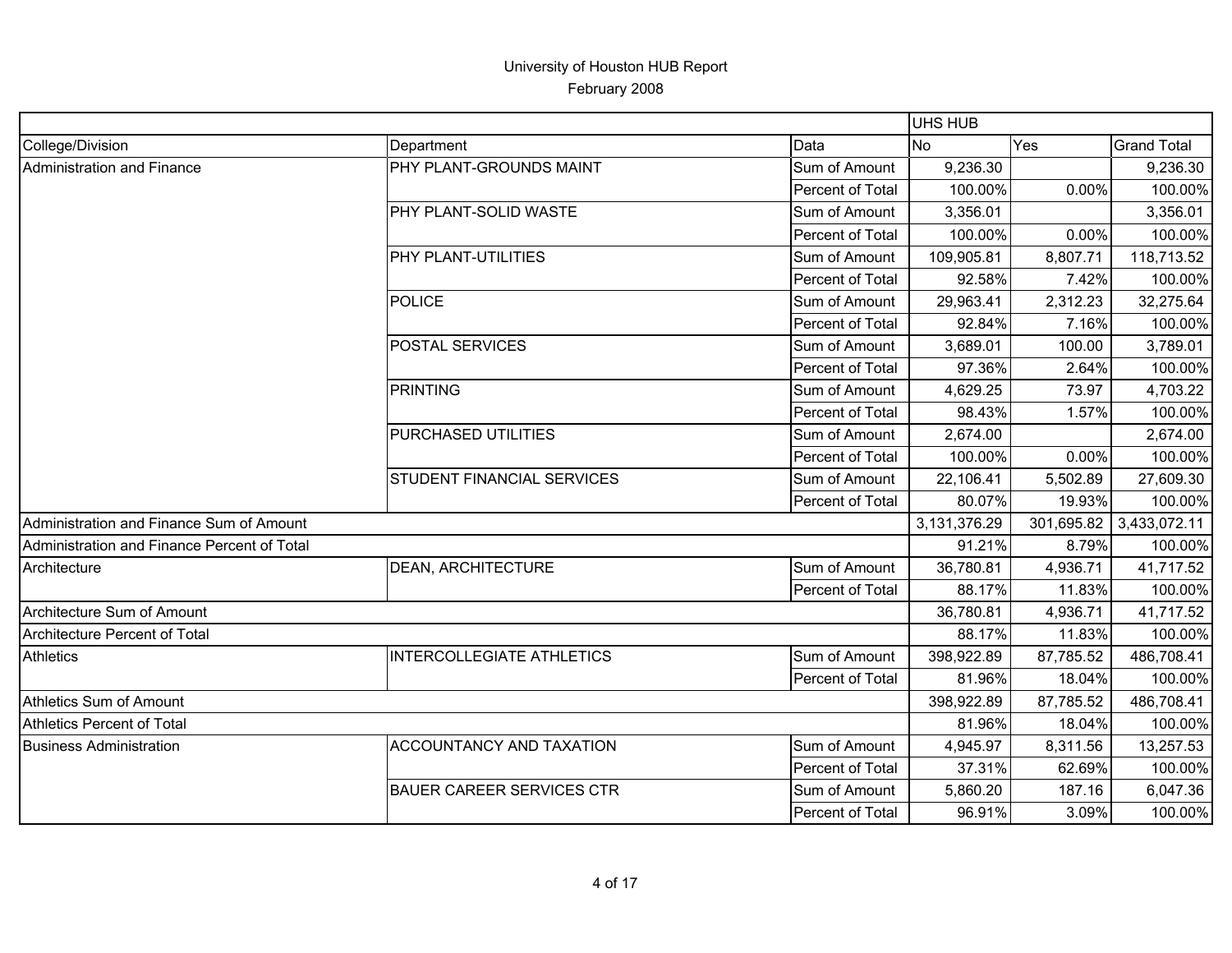University of Houston HUB Report

February 2008

| | | | UHS HUB | | |
|---|---|---|---|---|---|
| College/Division | Department | Data | No | Yes | Grand Total |
| Administration and Finance | PHY PLANT-GROUNDS MAINT | Sum of Amount | 9,236.30 | | 9,236.30 |
| | | Percent of Total | 100.00% | 0.00% | 100.00% |
| | PHY PLANT-SOLID WASTE | Sum of Amount | 3,356.01 | | 3,356.01 |
| | | Percent of Total | 100.00% | 0.00% | 100.00% |
| | PHY PLANT-UTILITIES | Sum of Amount | 109,905.81 | 8,807.71 | 118,713.52 |
| | | Percent of Total | 92.58% | 7.42% | 100.00% |
| | POLICE | Sum of Amount | 29,963.41 | 2,312.23 | 32,275.64 |
| | | Percent of Total | 92.84% | 7.16% | 100.00% |
| | POSTAL SERVICES | Sum of Amount | 3,689.01 | 100.00 | 3,789.01 |
| | | Percent of Total | 97.36% | 2.64% | 100.00% |
| | PRINTING | Sum of Amount | 4,629.25 | 73.97 | 4,703.22 |
| | | Percent of Total | 98.43% | 1.57% | 100.00% |
| | PURCHASED UTILITIES | Sum of Amount | 2,674.00 | | 2,674.00 |
| | | Percent of Total | 100.00% | 0.00% | 100.00% |
| | STUDENT FINANCIAL SERVICES | Sum of Amount | 22,106.41 | 5,502.89 | 27,609.30 |
| | | Percent of Total | 80.07% | 19.93% | 100.00% |
| Administration and Finance Sum of Amount | | | 3,131,376.29 | 301,695.82 | 3,433,072.11 |
| Administration and Finance Percent of Total | | | 91.21% | 8.79% | 100.00% |
| Architecture | DEAN, ARCHITECTURE | Sum of Amount | 36,780.81 | 4,936.71 | 41,717.52 |
| | | Percent of Total | 88.17% | 11.83% | 100.00% |
| Architecture Sum of Amount | | | 36,780.81 | 4,936.71 | 41,717.52 |
| Architecture Percent of Total | | | 88.17% | 11.83% | 100.00% |
| Athletics | INTERCOLLEGIATE ATHLETICS | Sum of Amount | 398,922.89 | 87,785.52 | 486,708.41 |
| | | Percent of Total | 81.96% | 18.04% | 100.00% |
| Athletics Sum of Amount | | | 398,922.89 | 87,785.52 | 486,708.41 |
| Athletics Percent of Total | | | 81.96% | 18.04% | 100.00% |
| Business Administration | ACCOUNTANCY AND TAXATION | Sum of Amount | 4,945.97 | 8,311.56 | 13,257.53 |
| | | Percent of Total | 37.31% | 62.69% | 100.00% |
| | BAUER CAREER SERVICES CTR | Sum of Amount | 5,860.20 | 187.16 | 6,047.36 |
| | | Percent of Total | 96.91% | 3.09% | 100.00% |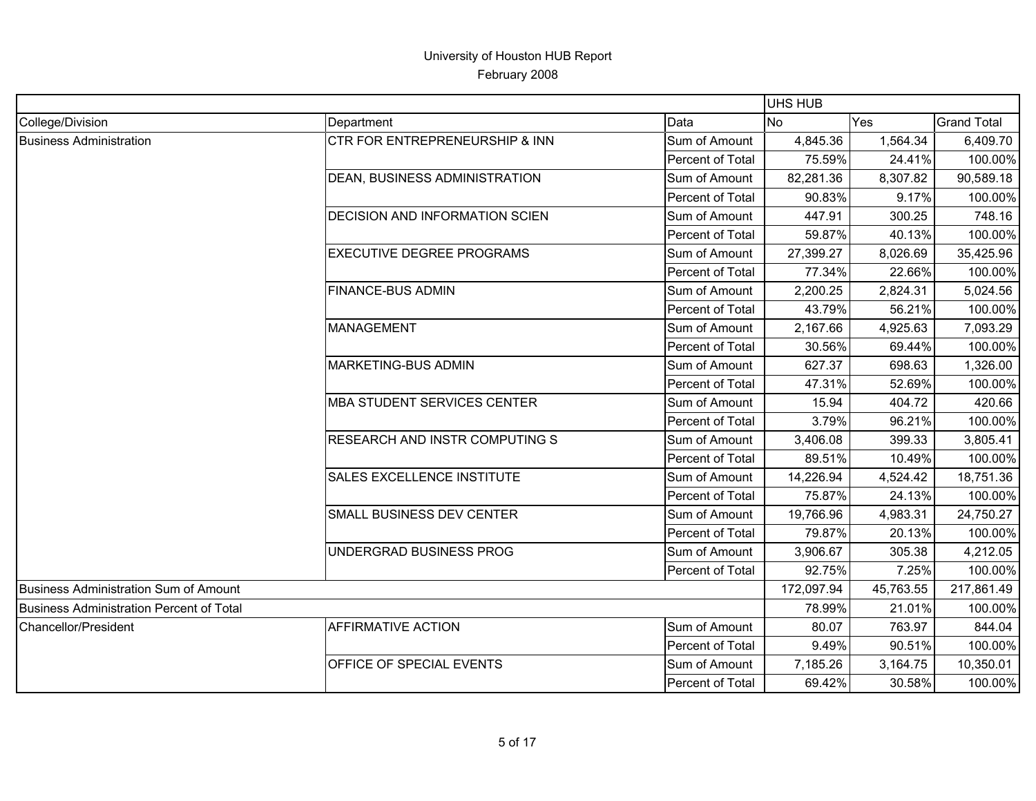# University of Houston HUB Report
February 2008

| | | | UHS HUB | | |
|---|---|---|---|---|---|
| College/Division | Department | Data | No | Yes | Grand Total |
| Business Administration | CTR FOR ENTREPRENEURSHIP & INN | Sum of Amount | 4,845.36 | 1,564.34 | 6,409.70 |
| | | Percent of Total | 75.59% | 24.41% | 100.00% |
| | DEAN, BUSINESS ADMINISTRATION | Sum of Amount | 82,281.36 | 8,307.82 | 90,589.18 |
| | | Percent of Total | 90.83% | 9.17% | 100.00% |
| | DECISION AND INFORMATION SCIEN | Sum of Amount | 447.91 | 300.25 | 748.16 |
| | | Percent of Total | 59.87% | 40.13% | 100.00% |
| | EXECUTIVE DEGREE PROGRAMS | Sum of Amount | 27,399.27 | 8,026.69 | 35,425.96 |
| | | Percent of Total | 77.34% | 22.66% | 100.00% |
| | FINANCE-BUS ADMIN | Sum of Amount | 2,200.25 | 2,824.31 | 5,024.56 |
| | | Percent of Total | 43.79% | 56.21% | 100.00% |
| | MANAGEMENT | Sum of Amount | 2,167.66 | 4,925.63 | 7,093.29 |
| | | Percent of Total | 30.56% | 69.44% | 100.00% |
| | MARKETING-BUS ADMIN | Sum of Amount | 627.37 | 698.63 | 1,326.00 |
| | | Percent of Total | 47.31% | 52.69% | 100.00% |
| | MBA STUDENT SERVICES CENTER | Sum of Amount | 15.94 | 404.72 | 420.66 |
| | | Percent of Total | 3.79% | 96.21% | 100.00% |
| | RESEARCH AND INSTR COMPUTING S | Sum of Amount | 3,406.08 | 399.33 | 3,805.41 |
| | | Percent of Total | 89.51% | 10.49% | 100.00% |
| | SALES EXCELLENCE INSTITUTE | Sum of Amount | 14,226.94 | 4,524.42 | 18,751.36 |
| | | Percent of Total | 75.87% | 24.13% | 100.00% |
| | SMALL BUSINESS DEV CENTER | Sum of Amount | 19,766.96 | 4,983.31 | 24,750.27 |
| | | Percent of Total | 79.87% | 20.13% | 100.00% |
| | UNDERGRAD BUSINESS PROG | Sum of Amount | 3,906.67 | 305.38 | 4,212.05 |
| | | Percent of Total | 92.75% | 7.25% | 100.00% |
| Business Administration Sum of Amount | | | 172,097.94 | 45,763.55 | 217,861.49 |
| Business Administration Percent of Total | | | 78.99% | 21.01% | 100.00% |
| Chancellor/President | AFFIRMATIVE ACTION | Sum of Amount | 80.07 | 763.97 | 844.04 |
| | | Percent of Total | 9.49% | 90.51% | 100.00% |
| | OFFICE OF SPECIAL EVENTS | Sum of Amount | 7,185.26 | 3,164.75 | 10,350.01 |
| | | Percent of Total | 69.42% | 30.58% | 100.00% |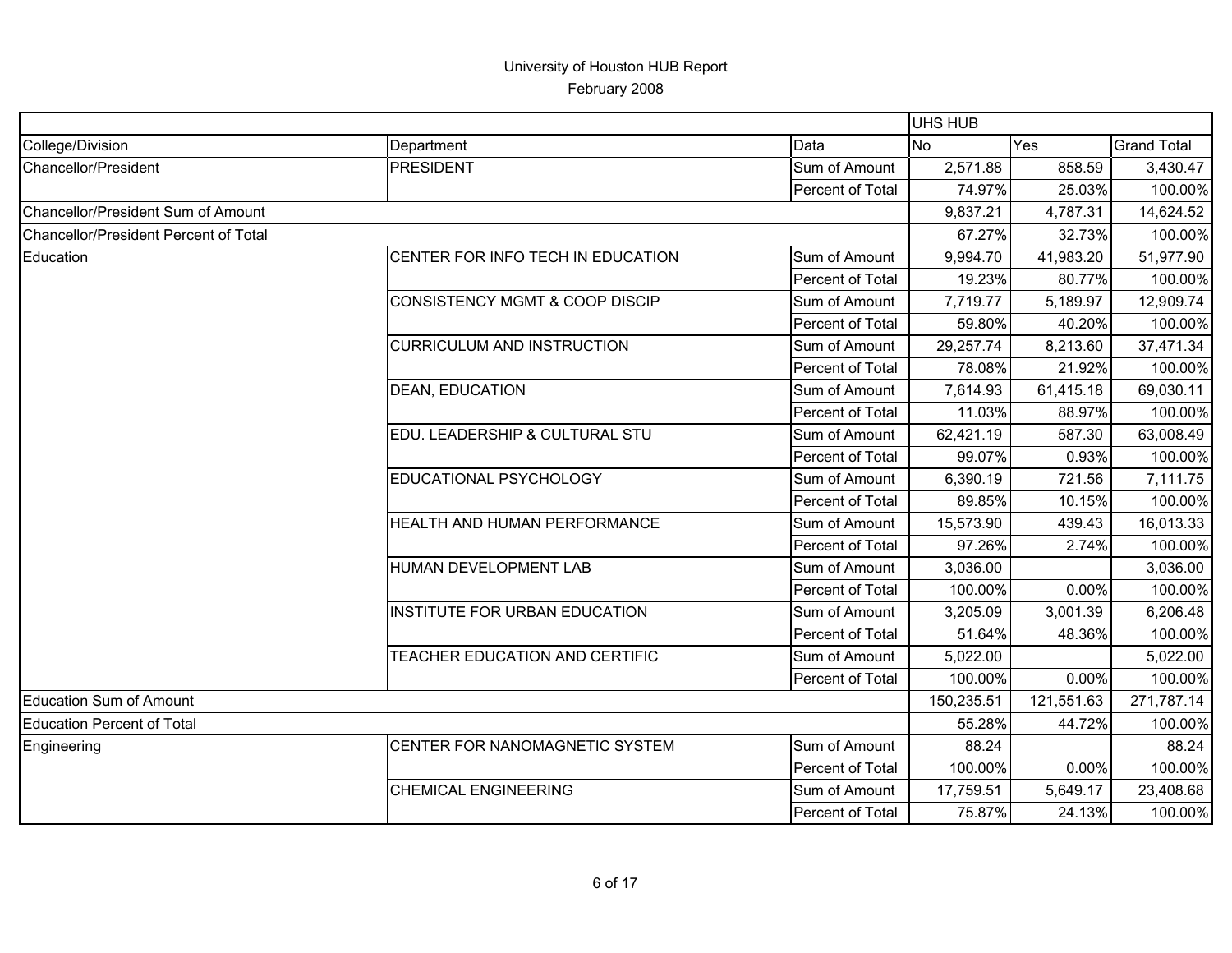# University of Houston HUB Report

February 2008

| | | | UHS HUB | | |
|---|---|---|---|---|---|
| College/Division | Department | Data | No | Yes | Grand Total |
| Chancellor/President | PRESIDENT | Sum of Amount | 2,571.88 | 858.59 | 3,430.47 |
| | | Percent of Total | 74.97% | 25.03% | 100.00% |
| Chancellor/President Sum of Amount | | | 9,837.21 | 4,787.31 | 14,624.52 |
| Chancellor/President Percent of Total | | | 67.27% | 32.73% | 100.00% |
| Education | CENTER FOR INFO TECH IN EDUCATION | Sum of Amount | 9,994.70 | 41,983.20 | 51,977.90 |
| | | Percent of Total | 19.23% | 80.77% | 100.00% |
| | CONSISTENCY MGMT & COOP DISCIP | Sum of Amount | 7,719.77 | 5,189.97 | 12,909.74 |
| | | Percent of Total | 59.80% | 40.20% | 100.00% |
| | CURRICULUM AND INSTRUCTION | Sum of Amount | 29,257.74 | 8,213.60 | 37,471.34 |
| | | Percent of Total | 78.08% | 21.92% | 100.00% |
| | DEAN, EDUCATION | Sum of Amount | 7,614.93 | 61,415.18 | 69,030.11 |
| | | Percent of Total | 11.03% | 88.97% | 100.00% |
| | EDU. LEADERSHIP & CULTURAL STU | Sum of Amount | 62,421.19 | 587.30 | 63,008.49 |
| | | Percent of Total | 99.07% | 0.93% | 100.00% |
| | EDUCATIONAL PSYCHOLOGY | Sum of Amount | 6,390.19 | 721.56 | 7,111.75 |
| | | Percent of Total | 89.85% | 10.15% | 100.00% |
| | HEALTH AND HUMAN PERFORMANCE | Sum of Amount | 15,573.90 | 439.43 | 16,013.33 |
| | | Percent of Total | 97.26% | 2.74% | 100.00% |
| | HUMAN DEVELOPMENT LAB | Sum of Amount | 3,036.00 | | 3,036.00 |
| | | Percent of Total | 100.00% | 0.00% | 100.00% |
| | INSTITUTE FOR URBAN EDUCATION | Sum of Amount | 3,205.09 | 3,001.39 | 6,206.48 |
| | | Percent of Total | 51.64% | 48.36% | 100.00% |
| | TEACHER EDUCATION AND CERTIFIC | Sum of Amount | 5,022.00 | | 5,022.00 |
| | | Percent of Total | 100.00% | 0.00% | 100.00% |
| Education Sum of Amount | | | 150,235.51 | 121,551.63 | 271,787.14 |
| Education Percent of Total | | | 55.28% | 44.72% | 100.00% |
| Engineering | CENTER FOR NANOMAGNETIC SYSTEM | Sum of Amount | 88.24 | | 88.24 |
| | | Percent of Total | 100.00% | 0.00% | 100.00% |
| | CHEMICAL ENGINEERING | Sum of Amount | 17,759.51 | 5,649.17 | 23,408.68 |
| | | Percent of Total | 75.87% | 24.13% | 100.00% |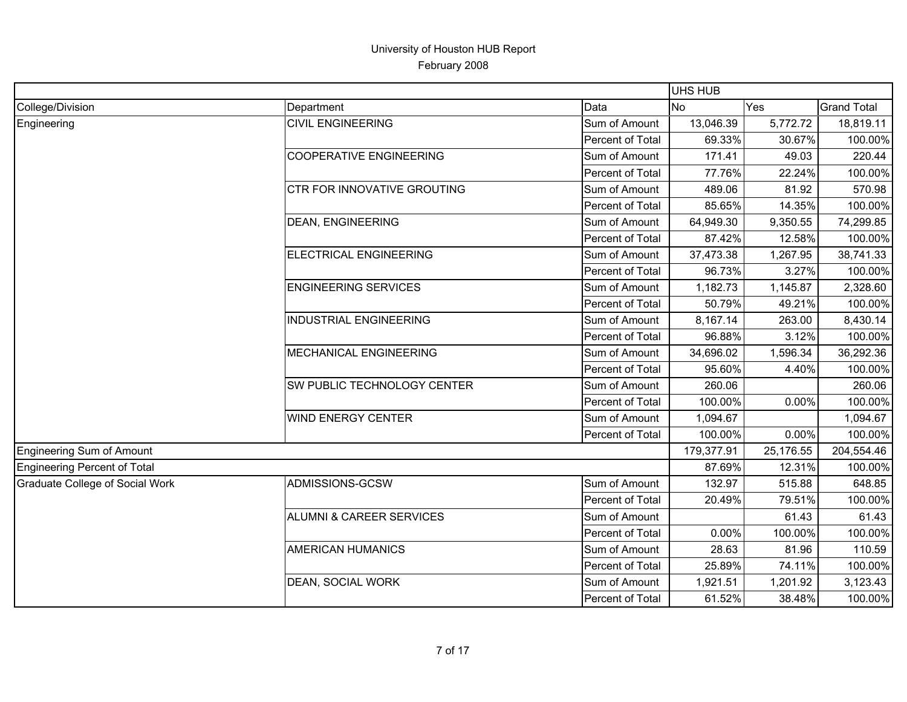University of Houston HUB Report

February 2008

| | | | UHS HUB | | |
|---|---|---|---|---|---|
| College/Division | Department | Data | No | Yes | Grand Total |
| Engineering | CIVIL ENGINEERING | Sum of Amount | 13,046.39 | 5,772.72 | 18,819.11 |
| | | Percent of Total | 69.33% | 30.67% | 100.00% |
| | COOPERATIVE ENGINEERING | Sum of Amount | 171.41 | 49.03 | 220.44 |
| | | Percent of Total | 77.76% | 22.24% | 100.00% |
| | CTR FOR INNOVATIVE GROUTING | Sum of Amount | 489.06 | 81.92 | 570.98 |
| | | Percent of Total | 85.65% | 14.35% | 100.00% |
| | DEAN, ENGINEERING | Sum of Amount | 64,949.30 | 9,350.55 | 74,299.85 |
| | | Percent of Total | 87.42% | 12.58% | 100.00% |
| | ELECTRICAL ENGINEERING | Sum of Amount | 37,473.38 | 1,267.95 | 38,741.33 |
| | | Percent of Total | 96.73% | 3.27% | 100.00% |
| | ENGINEERING SERVICES | Sum of Amount | 1,182.73 | 1,145.87 | 2,328.60 |
| | | Percent of Total | 50.79% | 49.21% | 100.00% |
| | INDUSTRIAL ENGINEERING | Sum of Amount | 8,167.14 | 263.00 | 8,430.14 |
| | | Percent of Total | 96.88% | 3.12% | 100.00% |
| | MECHANICAL ENGINEERING | Sum of Amount | 34,696.02 | 1,596.34 | 36,292.36 |
| | | Percent of Total | 95.60% | 4.40% | 100.00% |
| | SW PUBLIC TECHNOLOGY CENTER | Sum of Amount | 260.06 | | 260.06 |
| | | Percent of Total | 100.00% | 0.00% | 100.00% |
| | WIND ENERGY CENTER | Sum of Amount | 1,094.67 | | 1,094.67 |
| | | Percent of Total | 100.00% | 0.00% | 100.00% |
| Engineering Sum of Amount | | | 179,377.91 | 25,176.55 | 204,554.46 |
| Engineering Percent of Total | | | 87.69% | 12.31% | 100.00% |
| Graduate College of Social Work | ADMISSIONS-GCSW | Sum of Amount | 132.97 | 515.88 | 648.85 |
| | | Percent of Total | 20.49% | 79.51% | 100.00% |
| | ALUMNI & CAREER SERVICES | Sum of Amount | | 61.43 | 61.43 |
| | | Percent of Total | 0.00% | 100.00% | 100.00% |
| | AMERICAN HUMANICS | Sum of Amount | 28.63 | 81.96 | 110.59 |
| | | Percent of Total | 25.89% | 74.11% | 100.00% |
| | DEAN, SOCIAL WORK | Sum of Amount | 1,921.51 | 1,201.92 | 3,123.43 |
| | | Percent of Total | 61.52% | 38.48% | 100.00% |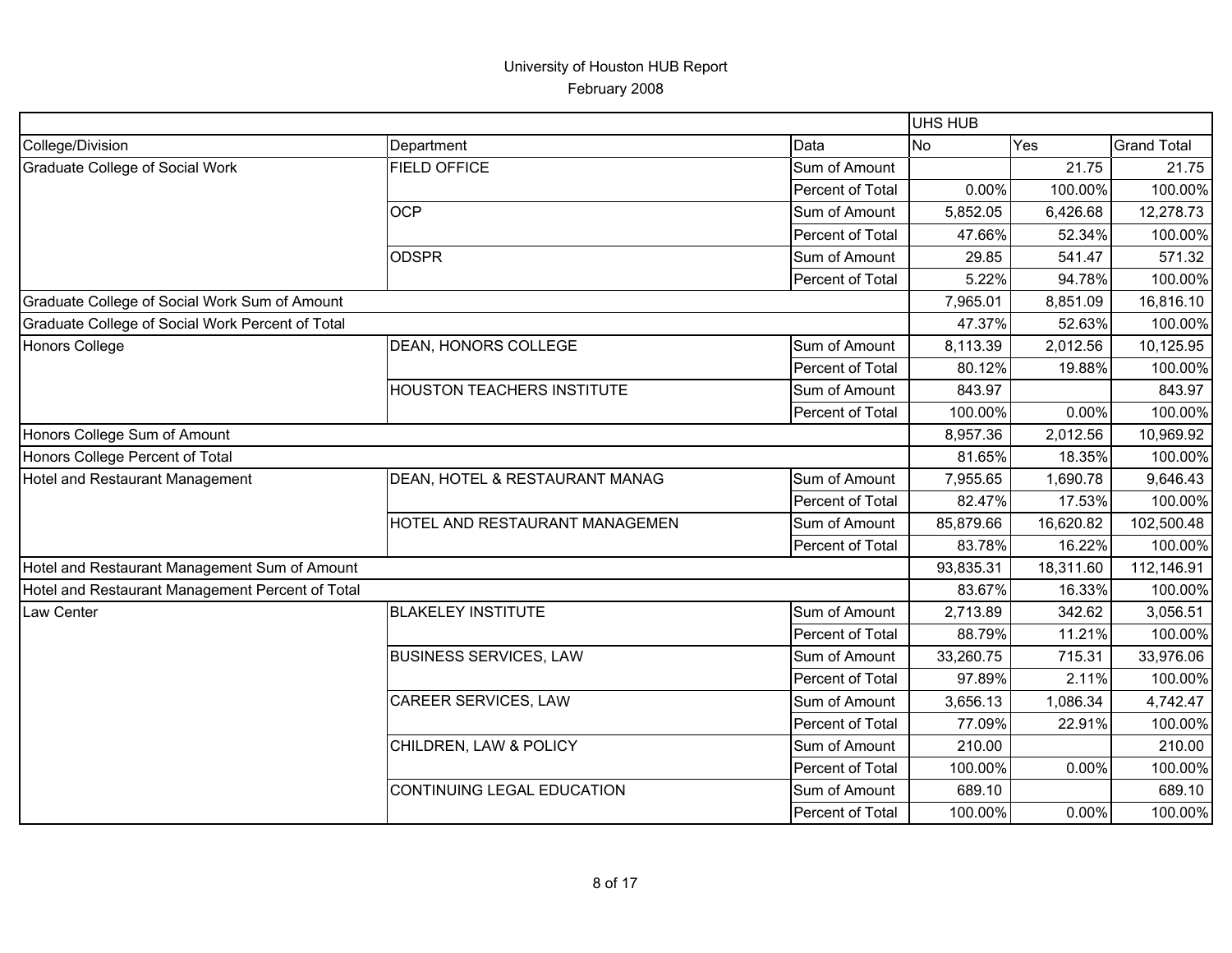# University of Houston HUB Report

February 2008

| | | | UHS HUB | | |
|---|---|---|---|---|---|
| College/Division | Department | Data | No | Yes | Grand Total |
| Graduate College of Social Work | FIELD OFFICE | Sum of Amount | | 21.75 | 21.75 |
| | | Percent of Total | 0.00% | 100.00% | 100.00% |
| | OCP | Sum of Amount | 5,852.05 | 6,426.68 | 12,278.73 |
| | | Percent of Total | 47.66% | 52.34% | 100.00% |
| | ODSPR | Sum of Amount | 29.85 | 541.47 | 571.32 |
| | | Percent of Total | 5.22% | 94.78% | 100.00% |
| Graduate College of Social Work Sum of Amount | | | 7,965.01 | 8,851.09 | 16,816.10 |
| Graduate College of Social Work Percent of Total | | | 47.37% | 52.63% | 100.00% |
| Honors College | DEAN, HONORS COLLEGE | Sum of Amount | 8,113.39 | 2,012.56 | 10,125.95 |
| | | Percent of Total | 80.12% | 19.88% | 100.00% |
| | HOUSTON TEACHERS INSTITUTE | Sum of Amount | 843.97 | | 843.97 |
| | | Percent of Total | 100.00% | 0.00% | 100.00% |
| Honors College Sum of Amount | | | 8,957.36 | 2,012.56 | 10,969.92 |
| Honors College Percent of Total | | | 81.65% | 18.35% | 100.00% |
| Hotel and Restaurant Management | DEAN, HOTEL & RESTAURANT MANAG | Sum of Amount | 7,955.65 | 1,690.78 | 9,646.43 |
| | | Percent of Total | 82.47% | 17.53% | 100.00% |
| | HOTEL AND RESTAURANT MANAGEMEN | Sum of Amount | 85,879.66 | 16,620.82 | 102,500.48 |
| | | Percent of Total | 83.78% | 16.22% | 100.00% |
| Hotel and Restaurant Management Sum of Amount | | | 93,835.31 | 18,311.60 | 112,146.91 |
| Hotel and Restaurant Management Percent of Total | | | 83.67% | 16.33% | 100.00% |
| Law Center | BLAKELEY INSTITUTE | Sum of Amount | 2,713.89 | 342.62 | 3,056.51 |
| | | Percent of Total | 88.79% | 11.21% | 100.00% |
| | BUSINESS SERVICES, LAW | Sum of Amount | 33,260.75 | 715.31 | 33,976.06 |
| | | Percent of Total | 97.89% | 2.11% | 100.00% |
| | CAREER SERVICES, LAW | Sum of Amount | 3,656.13 | 1,086.34 | 4,742.47 |
| | | Percent of Total | 77.09% | 22.91% | 100.00% |
| | CHILDREN, LAW & POLICY | Sum of Amount | 210.00 | | 210.00 |
| | | Percent of Total | 100.00% | 0.00% | 100.00% |
| | CONTINUING LEGAL EDUCATION | Sum of Amount | 689.10 | | 689.10 |
| | | Percent of Total | 100.00% | 0.00% | 100.00% |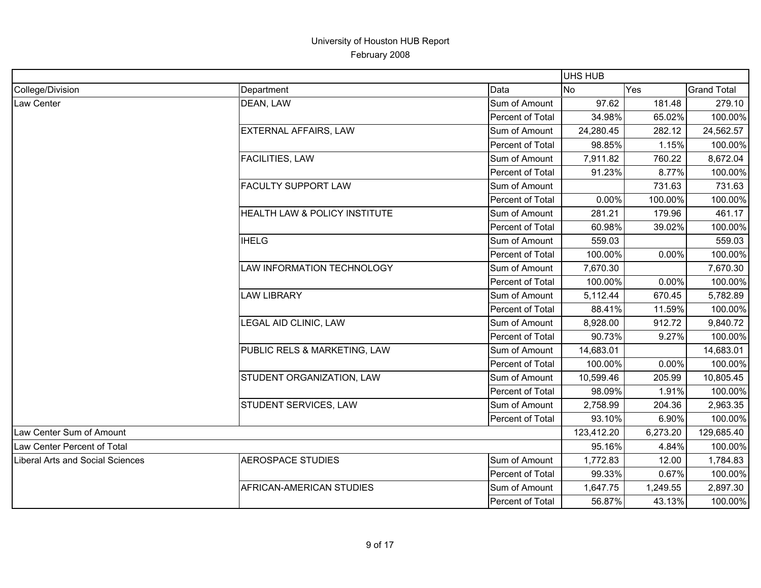# University of Houston HUB Report

February 2008

| | | | UHS HUB | | |
|---|---|---|---|---|---|
| College/Division | Department | Data | No | Yes | Grand Total |
| Law Center | DEAN, LAW | Sum of Amount | 97.62 | 181.48 | 279.10 |
| | | Percent of Total | 34.98% | 65.02% | 100.00% |
| | EXTERNAL AFFAIRS, LAW | Sum of Amount | 24,280.45 | 282.12 | 24,562.57 |
| | | Percent of Total | 98.85% | 1.15% | 100.00% |
| | FACILITIES, LAW | Sum of Amount | 7,911.82 | 760.22 | 8,672.04 |
| | | Percent of Total | 91.23% | 8.77% | 100.00% |
| | FACULTY SUPPORT LAW | Sum of Amount | | 731.63 | 731.63 |
| | | Percent of Total | 0.00% | 100.00% | 100.00% |
| | HEALTH LAW & POLICY INSTITUTE | Sum of Amount | 281.21 | 179.96 | 461.17 |
| | | Percent of Total | 60.98% | 39.02% | 100.00% |
| | IHELG | Sum of Amount | 559.03 | | 559.03 |
| | | Percent of Total | 100.00% | 0.00% | 100.00% |
| | LAW INFORMATION TECHNOLOGY | Sum of Amount | 7,670.30 | | 7,670.30 |
| | | Percent of Total | 100.00% | 0.00% | 100.00% |
| | LAW LIBRARY | Sum of Amount | 5,112.44 | 670.45 | 5,782.89 |
| | | Percent of Total | 88.41% | 11.59% | 100.00% |
| | LEGAL AID CLINIC, LAW | Sum of Amount | 8,928.00 | 912.72 | 9,840.72 |
| | | Percent of Total | 90.73% | 9.27% | 100.00% |
| | PUBLIC RELS & MARKETING, LAW | Sum of Amount | 14,683.01 | | 14,683.01 |
| | | Percent of Total | 100.00% | 0.00% | 100.00% |
| | STUDENT ORGANIZATION, LAW | Sum of Amount | 10,599.46 | 205.99 | 10,805.45 |
| | | Percent of Total | 98.09% | 1.91% | 100.00% |
| | STUDENT SERVICES, LAW | Sum of Amount | 2,758.99 | 204.36 | 2,963.35 |
| | | Percent of Total | 93.10% | 6.90% | 100.00% |
| Law Center Sum of Amount | | | 123,412.20 | 6,273.20 | 129,685.40 |
| Law Center Percent of Total | | | 95.16% | 4.84% | 100.00% |
| Liberal Arts and Social Sciences | AEROSPACE STUDIES | Sum of Amount | 1,772.83 | 12.00 | 1,784.83 |
| | | Percent of Total | 99.33% | 0.67% | 100.00% |
| | AFRICAN-AMERICAN STUDIES | Sum of Amount | 1,647.75 | 1,249.55 | 2,897.30 |
| | | Percent of Total | 56.87% | 43.13% | 100.00% |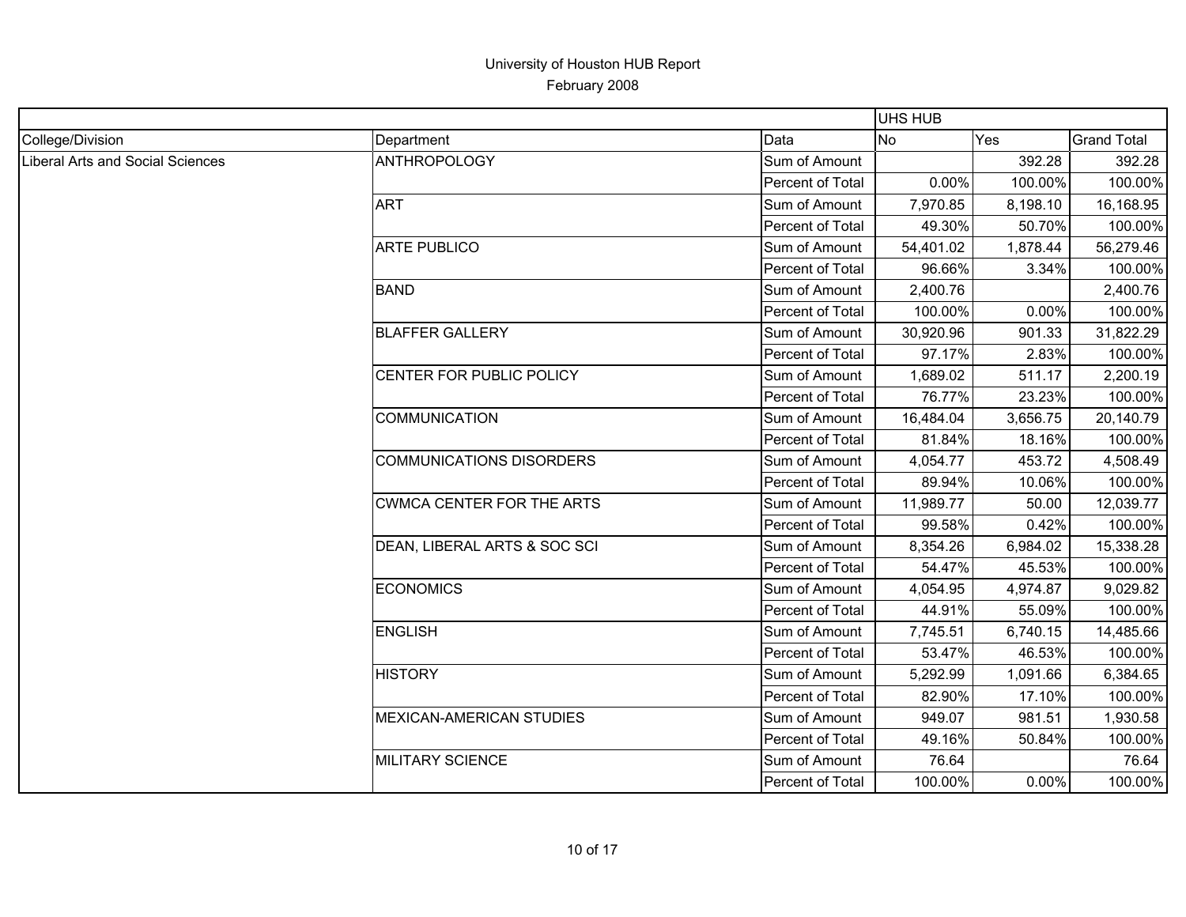University of Houston HUB Report

February 2008

| | | | UHS HUB | | |
|---|---|---|---|---|---|
| College/Division | Department | Data | No | Yes | Grand Total |
| Liberal Arts and Social Sciences | ANTHROPOLOGY | Sum of Amount | | 392.28 | 392.28 |
| | | Percent of Total | 0.00% | 100.00% | 100.00% |
| | ART | Sum of Amount | 7,970.85 | 8,198.10 | 16,168.95 |
| | | Percent of Total | 49.30% | 50.70% | 100.00% |
| | ARTE PUBLICO | Sum of Amount | 54,401.02 | 1,878.44 | 56,279.46 |
| | | Percent of Total | 96.66% | 3.34% | 100.00% |
| | BAND | Sum of Amount | 2,400.76 | | 2,400.76 |
| | | Percent of Total | 100.00% | 0.00% | 100.00% |
| | BLAFFER GALLERY | Sum of Amount | 30,920.96 | 901.33 | 31,822.29 |
| | | Percent of Total | 97.17% | 2.83% | 100.00% |
| | CENTER FOR PUBLIC POLICY | Sum of Amount | 1,689.02 | 511.17 | 2,200.19 |
| | | Percent of Total | 76.77% | 23.23% | 100.00% |
| | COMMUNICATION | Sum of Amount | 16,484.04 | 3,656.75 | 20,140.79 |
| | | Percent of Total | 81.84% | 18.16% | 100.00% |
| | COMMUNICATIONS DISORDERS | Sum of Amount | 4,054.77 | 453.72 | 4,508.49 |
| | | Percent of Total | 89.94% | 10.06% | 100.00% |
| | CWMCA CENTER FOR THE ARTS | Sum of Amount | 11,989.77 | 50.00 | 12,039.77 |
| | | Percent of Total | 99.58% | 0.42% | 100.00% |
| | DEAN, LIBERAL ARTS & SOC SCI | Sum of Amount | 8,354.26 | 6,984.02 | 15,338.28 |
| | | Percent of Total | 54.47% | 45.53% | 100.00% |
| | ECONOMICS | Sum of Amount | 4,054.95 | 4,974.87 | 9,029.82 |
| | | Percent of Total | 44.91% | 55.09% | 100.00% |
| | ENGLISH | Sum of Amount | 7,745.51 | 6,740.15 | 14,485.66 |
| | | Percent of Total | 53.47% | 46.53% | 100.00% |
| | HISTORY | Sum of Amount | 5,292.99 | 1,091.66 | 6,384.65 |
| | | Percent of Total | 82.90% | 17.10% | 100.00% |
| | MEXICAN-AMERICAN STUDIES | Sum of Amount | 949.07 | 981.51 | 1,930.58 |
| | | Percent of Total | 49.16% | 50.84% | 100.00% |
| | MILITARY SCIENCE | Sum of Amount | 76.64 | | 76.64 |
| | | Percent of Total | 100.00% | 0.00% | 100.00% |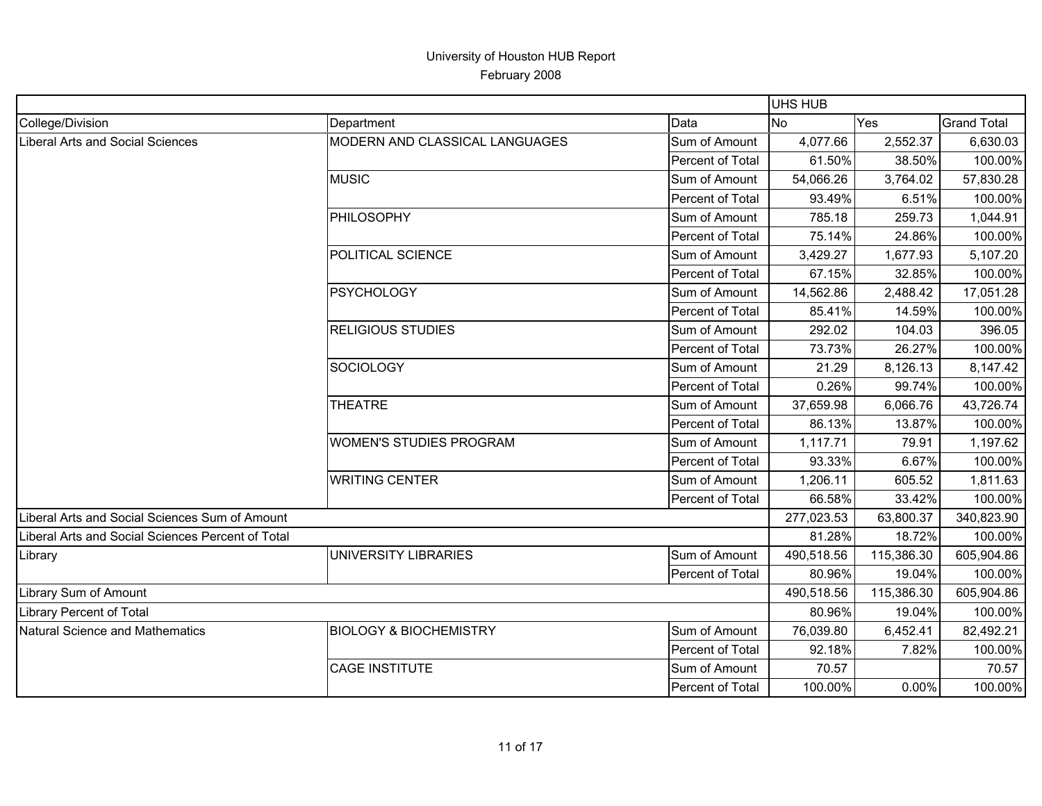# University of Houston HUB Report
## February 2008

| | | | UHS HUB | | |
|---|---|---|---|---|---|
| College/Division | Department | Data | No | Yes | Grand Total |
| Liberal Arts and Social Sciences | MODERN AND CLASSICAL LANGUAGES | Sum of Amount | 4,077.66 | 2,552.37 | 6,630.03 |
| | | Percent of Total | 61.50% | 38.50% | 100.00% |
| | MUSIC | Sum of Amount | 54,066.26 | 3,764.02 | 57,830.28 |
| | | Percent of Total | 93.49% | 6.51% | 100.00% |
| | PHILOSOPHY | Sum of Amount | 785.18 | 259.73 | 1,044.91 |
| | | Percent of Total | 75.14% | 24.86% | 100.00% |
| | POLITICAL SCIENCE | Sum of Amount | 3,429.27 | 1,677.93 | 5,107.20 |
| | | Percent of Total | 67.15% | 32.85% | 100.00% |
| | PSYCHOLOGY | Sum of Amount | 14,562.86 | 2,488.42 | 17,051.28 |
| | | Percent of Total | 85.41% | 14.59% | 100.00% |
| | RELIGIOUS STUDIES | Sum of Amount | 292.02 | 104.03 | 396.05 |
| | | Percent of Total | 73.73% | 26.27% | 100.00% |
| | SOCIOLOGY | Sum of Amount | 21.29 | 8,126.13 | 8,147.42 |
| | | Percent of Total | 0.26% | 99.74% | 100.00% |
| | THEATRE | Sum of Amount | 37,659.98 | 6,066.76 | 43,726.74 |
| | | Percent of Total | 86.13% | 13.87% | 100.00% |
| | WOMEN'S STUDIES PROGRAM | Sum of Amount | 1,117.71 | 79.91 | 1,197.62 |
| | | Percent of Total | 93.33% | 6.67% | 100.00% |
| | WRITING CENTER | Sum of Amount | 1,206.11 | 605.52 | 1,811.63 |
| | | Percent of Total | 66.58% | 33.42% | 100.00% |
| Liberal Arts and Social Sciences Sum of Amount | | | 277,023.53 | 63,800.37 | 340,823.90 |
| Liberal Arts and Social Sciences Percent of Total | | | 81.28% | 18.72% | 100.00% |
| Library | UNIVERSITY LIBRARIES | Sum of Amount | 490,518.56 | 115,386.30 | 605,904.86 |
| | | Percent of Total | 80.96% | 19.04% | 100.00% |
| Library Sum of Amount | | | 490,518.56 | 115,386.30 | 605,904.86 |
| Library Percent of Total | | | 80.96% | 19.04% | 100.00% |
| Natural Science and Mathematics | BIOLOGY & BIOCHEMISTRY | Sum of Amount | 76,039.80 | 6,452.41 | 82,492.21 |
| | | Percent of Total | 92.18% | 7.82% | 100.00% |
| | CAGE INSTITUTE | Sum of Amount | 70.57 | | 70.57 |
| | | Percent of Total | 100.00% | 0.00% | 100.00% |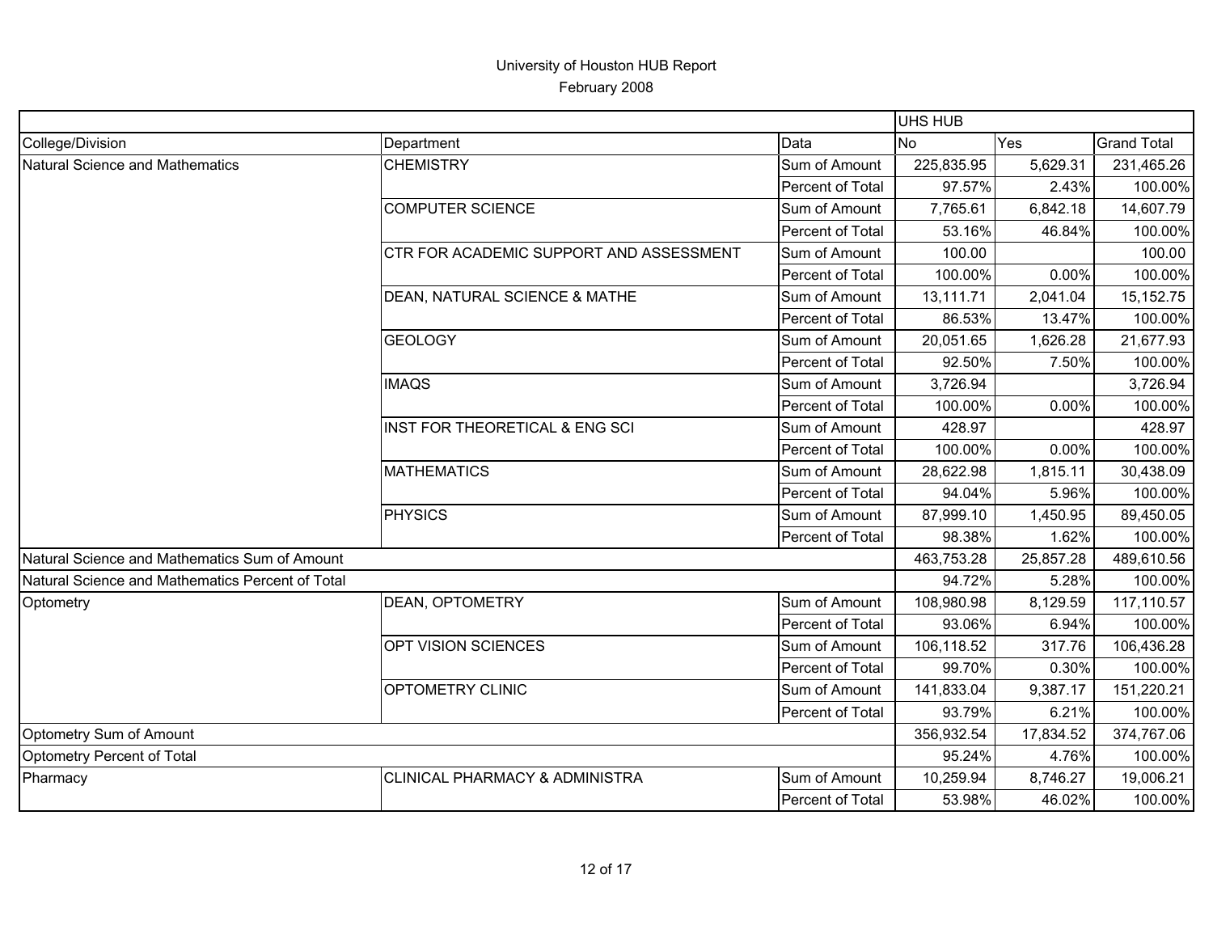# University of Houston HUB Report

February 2008

| | | | UHS HUB | | |
|---|---|---|---|---|---|
| College/Division | Department | Data | No | Yes | Grand Total |
| Natural Science and Mathematics | CHEMISTRY | Sum of Amount | 225,835.95 | 5,629.31 | 231,465.26 |
| | | Percent of Total | 97.57% | 2.43% | 100.00% |
| | COMPUTER SCIENCE | Sum of Amount | 7,765.61 | 6,842.18 | 14,607.79 |
| | | Percent of Total | 53.16% | 46.84% | 100.00% |
| | CTR FOR ACADEMIC SUPPORT AND ASSESSMENT | Sum of Amount | 100.00 | | 100.00 |
| | | Percent of Total | 100.00% | 0.00% | 100.00% |
| | DEAN, NATURAL SCIENCE & MATHE | Sum of Amount | 13,111.71 | 2,041.04 | 15,152.75 |
| | | Percent of Total | 86.53% | 13.47% | 100.00% |
| | GEOLOGY | Sum of Amount | 20,051.65 | 1,626.28 | 21,677.93 |
| | | Percent of Total | 92.50% | 7.50% | 100.00% |
| | IMAQS | Sum of Amount | 3,726.94 | | 3,726.94 |
| | | Percent of Total | 100.00% | 0.00% | 100.00% |
| | INST FOR THEORETICAL & ENG SCI | Sum of Amount | 428.97 | | 428.97 |
| | | Percent of Total | 100.00% | 0.00% | 100.00% |
| | MATHEMATICS | Sum of Amount | 28,622.98 | 1,815.11 | 30,438.09 |
| | | Percent of Total | 94.04% | 5.96% | 100.00% |
| | PHYSICS | Sum of Amount | 87,999.10 | 1,450.95 | 89,450.05 |
| | | Percent of Total | 98.38% | 1.62% | 100.00% |
| Natural Science and Mathematics Sum of Amount | | | 463,753.28 | 25,857.28 | 489,610.56 |
| Natural Science and Mathematics Percent of Total | | | 94.72% | 5.28% | 100.00% |
| Optometry | DEAN, OPTOMETRY | Sum of Amount | 108,980.98 | 8,129.59 | 117,110.57 |
| | | Percent of Total | 93.06% | 6.94% | 100.00% |
| | OPT VISION SCIENCES | Sum of Amount | 106,118.52 | 317.76 | 106,436.28 |
| | | Percent of Total | 99.70% | 0.30% | 100.00% |
| | OPTOMETRY CLINIC | Sum of Amount | 141,833.04 | 9,387.17 | 151,220.21 |
| | | Percent of Total | 93.79% | 6.21% | 100.00% |
| Optometry Sum of Amount | | | 356,932.54 | 17,834.52 | 374,767.06 |
| Optometry Percent of Total | | | 95.24% | 4.76% | 100.00% |
| Pharmacy | CLINICAL PHARMACY & ADMINISTRA | Sum of Amount | 10,259.94 | 8,746.27 | 19,006.21 |
| | | Percent of Total | 53.98% | 46.02% | 100.00% |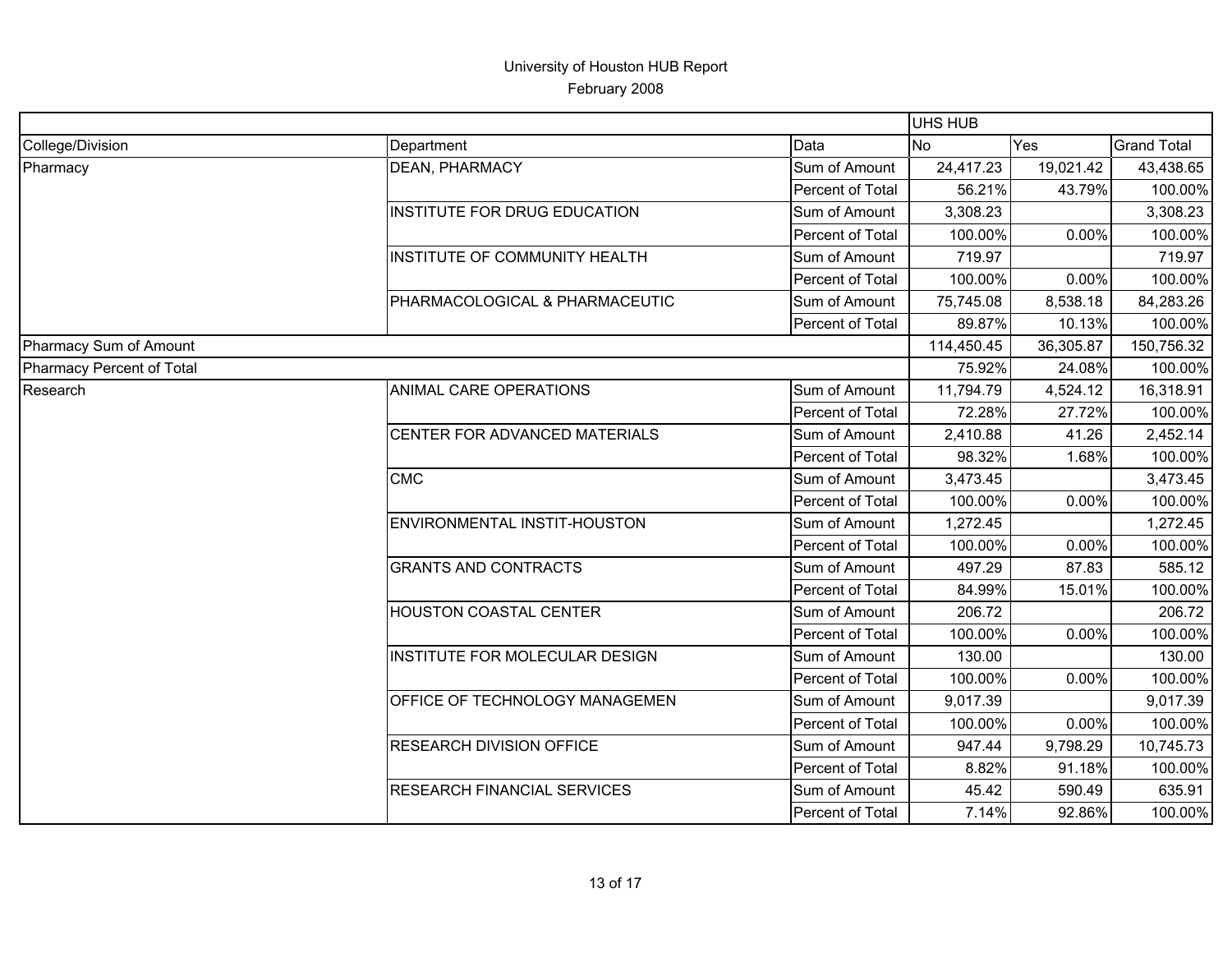# University of Houston HUB Report

February 2008

| | | | UHS HUB | | |
|---|---|---|---|---|---|
| College/Division | Department | Data | No | Yes | Grand Total |
| Pharmacy | DEAN, PHARMACY | Sum of Amount | 24,417.23 | 19,021.42 | 43,438.65 |
| | | Percent of Total | 56.21% | 43.79% | 100.00% |
| | INSTITUTE FOR DRUG EDUCATION | Sum of Amount | 3,308.23 | | 3,308.23 |
| | | Percent of Total | 100.00% | 0.00% | 100.00% |
| | INSTITUTE OF COMMUNITY HEALTH | Sum of Amount | 719.97 | | 719.97 |
| | | Percent of Total | 100.00% | 0.00% | 100.00% |
| | PHARMACOLOGICAL & PHARMACEUTIC | Sum of Amount | 75,745.08 | 8,538.18 | 84,283.26 |
| | | Percent of Total | 89.87% | 10.13% | 100.00% |
| Pharmacy Sum of Amount | | | 114,450.45 | 36,305.87 | 150,756.32 |
| Pharmacy Percent of Total | | | 75.92% | 24.08% | 100.00% |
| Research | ANIMAL CARE OPERATIONS | Sum of Amount | 11,794.79 | 4,524.12 | 16,318.91 |
| | | Percent of Total | 72.28% | 27.72% | 100.00% |
| | CENTER FOR ADVANCED MATERIALS | Sum of Amount | 2,410.88 | 41.26 | 2,452.14 |
| | | Percent of Total | 98.32% | 1.68% | 100.00% |
| | CMC | Sum of Amount | 3,473.45 | | 3,473.45 |
| | | Percent of Total | 100.00% | 0.00% | 100.00% |
| | ENVIRONMENTAL INSTIT-HOUSTON | Sum of Amount | 1,272.45 | | 1,272.45 |
| | | Percent of Total | 100.00% | 0.00% | 100.00% |
| | GRANTS AND CONTRACTS | Sum of Amount | 497.29 | 87.83 | 585.12 |
| | | Percent of Total | 84.99% | 15.01% | 100.00% |
| | HOUSTON COASTAL CENTER | Sum of Amount | 206.72 | | 206.72 |
| | | Percent of Total | 100.00% | 0.00% | 100.00% |
| | INSTITUTE FOR MOLECULAR DESIGN | Sum of Amount | 130.00 | | 130.00 |
| | | Percent of Total | 100.00% | 0.00% | 100.00% |
| | OFFICE OF TECHNOLOGY MANAGEMEN | Sum of Amount | 9,017.39 | | 9,017.39 |
| | | Percent of Total | 100.00% | 0.00% | 100.00% |
| | RESEARCH DIVISION OFFICE | Sum of Amount | 947.44 | 9,798.29 | 10,745.73 |
| | | Percent of Total | 8.82% | 91.18% | 100.00% |
| | RESEARCH FINANCIAL SERVICES | Sum of Amount | 45.42 | 590.49 | 635.91 |
| | | Percent of Total | 7.14% | 92.86% | 100.00% |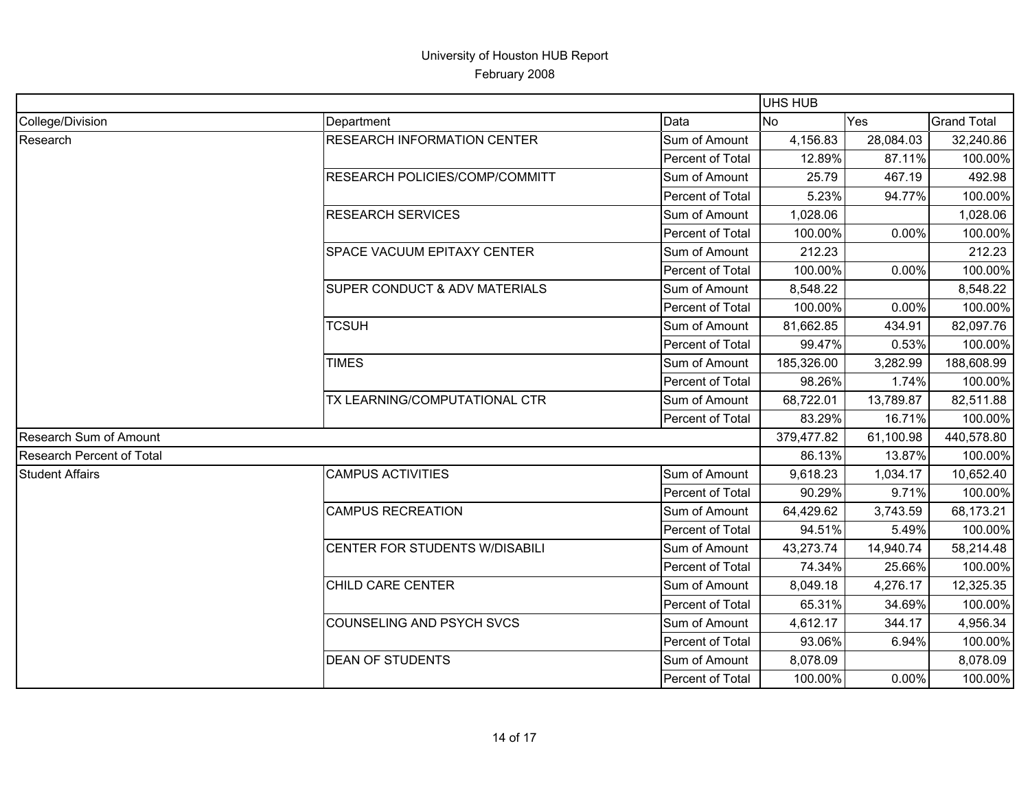# University of Houston HUB Report

February 2008

| | | | UHS HUB | | |
|---|---|---|---|---|---|
| College/Division | Department | Data | No | Yes | Grand Total |
| Research | RESEARCH INFORMATION CENTER | Sum of Amount | 4,156.83 | 28,084.03 | 32,240.86 |
| | | Percent of Total | 12.89% | 87.11% | 100.00% |
| | RESEARCH POLICIES/COMP/COMMITT | Sum of Amount | 25.79 | 467.19 | 492.98 |
| | | Percent of Total | 5.23% | 94.77% | 100.00% |
| | RESEARCH SERVICES | Sum of Amount | 1,028.06 | | 1,028.06 |
| | | Percent of Total | 100.00% | 0.00% | 100.00% |
| | SPACE VACUUM EPITAXY CENTER | Sum of Amount | 212.23 | | 212.23 |
| | | Percent of Total | 100.00% | 0.00% | 100.00% |
| | SUPER CONDUCT & ADV MATERIALS | Sum of Amount | 8,548.22 | | 8,548.22 |
| | | Percent of Total | 100.00% | 0.00% | 100.00% |
| | TCSUH | Sum of Amount | 81,662.85 | 434.91 | 82,097.76 |
| | | Percent of Total | 99.47% | 0.53% | 100.00% |
| | TIMES | Sum of Amount | 185,326.00 | 3,282.99 | 188,608.99 |
| | | Percent of Total | 98.26% | 1.74% | 100.00% |
| | TX LEARNING/COMPUTATIONAL CTR | Sum of Amount | 68,722.01 | 13,789.87 | 82,511.88 |
| | | Percent of Total | 83.29% | 16.71% | 100.00% |
| Research Sum of Amount | | | 379,477.82 | 61,100.98 | 440,578.80 |
| Research Percent of Total | | | 86.13% | 13.87% | 100.00% |
| Student Affairs | CAMPUS ACTIVITIES | Sum of Amount | 9,618.23 | 1,034.17 | 10,652.40 |
| | | Percent of Total | 90.29% | 9.71% | 100.00% |
| | CAMPUS RECREATION | Sum of Amount | 64,429.62 | 3,743.59 | 68,173.21 |
| | | Percent of Total | 94.51% | 5.49% | 100.00% |
| | CENTER FOR STUDENTS W/DISABILI | Sum of Amount | 43,273.74 | 14,940.74 | 58,214.48 |
| | | Percent of Total | 74.34% | 25.66% | 100.00% |
| | CHILD CARE CENTER | Sum of Amount | 8,049.18 | 4,276.17 | 12,325.35 |
| | | Percent of Total | 65.31% | 34.69% | 100.00% |
| | COUNSELING AND PSYCH SVCS | Sum of Amount | 4,612.17 | 344.17 | 4,956.34 |
| | | Percent of Total | 93.06% | 6.94% | 100.00% |
| | DEAN OF STUDENTS | Sum of Amount | 8,078.09 | | 8,078.09 |
| | | Percent of Total | 100.00% | 0.00% | 100.00% |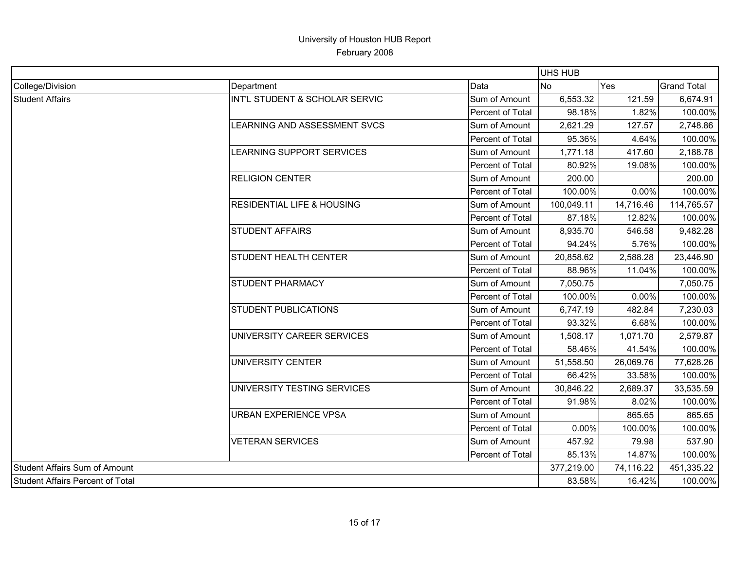# University of Houston HUB Report

February 2008

| | | | UHS HUB | | |
|---|---|---|---|---|---|
| College/Division | Department | Data | No | Yes | Grand Total |
| Student Affairs | INT'L STUDENT & SCHOLAR SERVIC | Sum of Amount | 6,553.32 | 121.59 | 6,674.91 |
| | | Percent of Total | 98.18% | 1.82% | 100.00% |
| | LEARNING AND ASSESSMENT SVCS | Sum of Amount | 2,621.29 | 127.57 | 2,748.86 |
| | | Percent of Total | 95.36% | 4.64% | 100.00% |
| | LEARNING SUPPORT SERVICES | Sum of Amount | 1,771.18 | 417.60 | 2,188.78 |
| | | Percent of Total | 80.92% | 19.08% | 100.00% |
| | RELIGION CENTER | Sum of Amount | 200.00 | | 200.00 |
| | | Percent of Total | 100.00% | 0.00% | 100.00% |
| | RESIDENTIAL LIFE & HOUSING | Sum of Amount | 100,049.11 | 14,716.46 | 114,765.57 |
| | | Percent of Total | 87.18% | 12.82% | 100.00% |
| | STUDENT AFFAIRS | Sum of Amount | 8,935.70 | 546.58 | 9,482.28 |
| | | Percent of Total | 94.24% | 5.76% | 100.00% |
| | STUDENT HEALTH CENTER | Sum of Amount | 20,858.62 | 2,588.28 | 23,446.90 |
| | | Percent of Total | 88.96% | 11.04% | 100.00% |
| | STUDENT PHARMACY | Sum of Amount | 7,050.75 | | 7,050.75 |
| | | Percent of Total | 100.00% | 0.00% | 100.00% |
| | STUDENT PUBLICATIONS | Sum of Amount | 6,747.19 | 482.84 | 7,230.03 |
| | | Percent of Total | 93.32% | 6.68% | 100.00% |
| | UNIVERSITY CAREER SERVICES | Sum of Amount | 1,508.17 | 1,071.70 | 2,579.87 |
| | | Percent of Total | 58.46% | 41.54% | 100.00% |
| | UNIVERSITY CENTER | Sum of Amount | 51,558.50 | 26,069.76 | 77,628.26 |
| | | Percent of Total | 66.42% | 33.58% | 100.00% |
| | UNIVERSITY TESTING SERVICES | Sum of Amount | 30,846.22 | 2,689.37 | 33,535.59 |
| | | Percent of Total | 91.98% | 8.02% | 100.00% |
| | URBAN EXPERIENCE VPSA | Sum of Amount | | 865.65 | 865.65 |
| | | Percent of Total | 0.00% | 100.00% | 100.00% |
| | VETERAN SERVICES | Sum of Amount | 457.92 | 79.98 | 537.90 |
| | | Percent of Total | 85.13% | 14.87% | 100.00% |
| Student Affairs Sum of Amount | | | 377,219.00 | 74,116.22 | 451,335.22 |
| Student Affairs Percent of Total | | | 83.58% | 16.42% | 100.00% |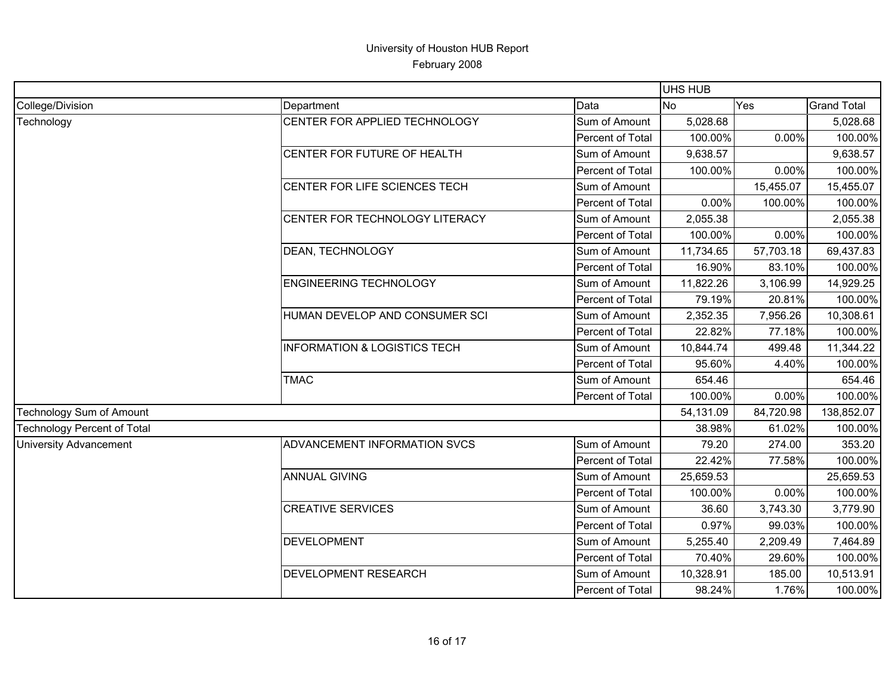University of Houston HUB Report
February 2008

| | | | UHS HUB | | |
|---|---|---|---|---|---|
| College/Division | Department | Data | No | Yes | Grand Total |
| Technology | CENTER FOR APPLIED TECHNOLOGY | Sum of Amount | 5,028.68 | | 5,028.68 |
| | | Percent of Total | 100.00% | 0.00% | 100.00% |
| | CENTER FOR FUTURE OF HEALTH | Sum of Amount | 9,638.57 | | 9,638.57 |
| | | Percent of Total | 100.00% | 0.00% | 100.00% |
| | CENTER FOR LIFE SCIENCES TECH | Sum of Amount | | 15,455.07 | 15,455.07 |
| | | Percent of Total | 0.00% | 100.00% | 100.00% |
| | CENTER FOR TECHNOLOGY LITERACY | Sum of Amount | 2,055.38 | | 2,055.38 |
| | | Percent of Total | 100.00% | 0.00% | 100.00% |
| | DEAN, TECHNOLOGY | Sum of Amount | 11,734.65 | 57,703.18 | 69,437.83 |
| | | Percent of Total | 16.90% | 83.10% | 100.00% |
| | ENGINEERING TECHNOLOGY | Sum of Amount | 11,822.26 | 3,106.99 | 14,929.25 |
| | | Percent of Total | 79.19% | 20.81% | 100.00% |
| | HUMAN DEVELOP AND CONSUMER SCI | Sum of Amount | 2,352.35 | 7,956.26 | 10,308.61 |
| | | Percent of Total | 22.82% | 77.18% | 100.00% |
| | INFORMATION & LOGISTICS TECH | Sum of Amount | 10,844.74 | 499.48 | 11,344.22 |
| | | Percent of Total | 95.60% | 4.40% | 100.00% |
| | TMAC | Sum of Amount | 654.46 | | 654.46 |
| | | Percent of Total | 100.00% | 0.00% | 100.00% |
| Technology Sum of Amount | | | 54,131.09 | 84,720.98 | 138,852.07 |
| Technology Percent of Total | | | 38.98% | 61.02% | 100.00% |
| University Advancement | ADVANCEMENT INFORMATION SVCS | Sum of Amount | 79.20 | 274.00 | 353.20 |
| | | Percent of Total | 22.42% | 77.58% | 100.00% |
| | ANNUAL GIVING | Sum of Amount | 25,659.53 | | 25,659.53 |
| | | Percent of Total | 100.00% | 0.00% | 100.00% |
| | CREATIVE SERVICES | Sum of Amount | 36.60 | 3,743.30 | 3,779.90 |
| | | Percent of Total | 0.97% | 99.03% | 100.00% |
| | DEVELOPMENT | Sum of Amount | 5,255.40 | 2,209.49 | 7,464.89 |
| | | Percent of Total | 70.40% | 29.60% | 100.00% |
| | DEVELOPMENT RESEARCH | Sum of Amount | 10,328.91 | 185.00 | 10,513.91 |
| | | Percent of Total | 98.24% | 1.76% | 100.00% |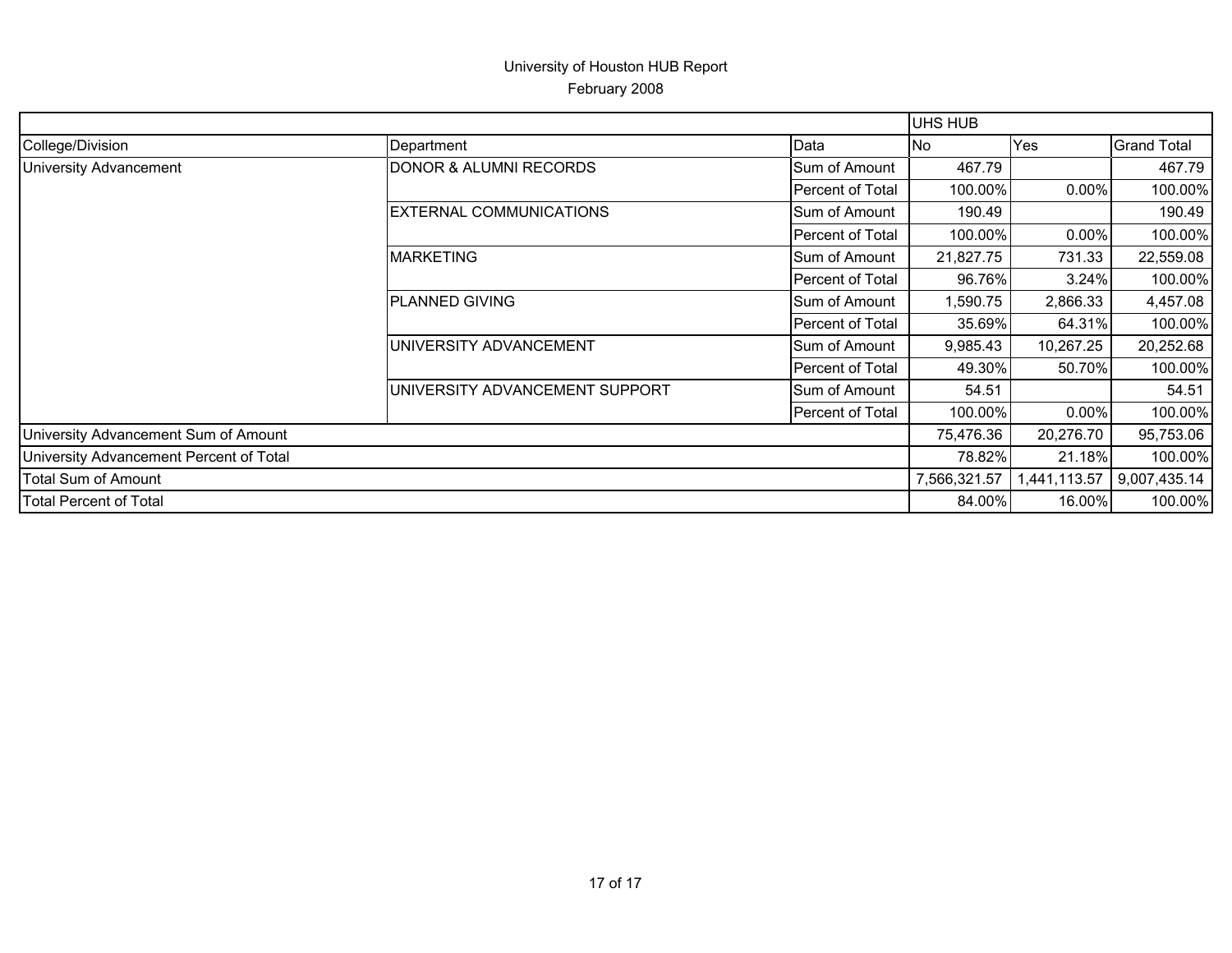# University of Houston HUB Report

February 2008

| | | | UHS HUB | | |
|---|---|---|---|---|---|
| College/Division | Department | Data | No | Yes | Grand Total |
| University Advancement | DONOR & ALUMNI RECORDS | Sum of Amount | 467.79 | | 467.79 |
| | | Percent of Total | 100.00% | 0.00% | 100.00% |
| | EXTERNAL COMMUNICATIONS | Sum of Amount | 190.49 | | 190.49 |
| | | Percent of Total | 100.00% | 0.00% | 100.00% |
| | MARKETING | Sum of Amount | 21,827.75 | 731.33 | 22,559.08 |
| | | Percent of Total | 96.76% | 3.24% | 100.00% |
| | PLANNED GIVING | Sum of Amount | 1,590.75 | 2,866.33 | 4,457.08 |
| | | Percent of Total | 35.69% | 64.31% | 100.00% |
| | UNIVERSITY ADVANCEMENT | Sum of Amount | 9,985.43 | 10,267.25 | 20,252.68 |
| | | Percent of Total | 49.30% | 50.70% | 100.00% |
| | UNIVERSITY ADVANCEMENT SUPPORT | Sum of Amount | 54.51 | | 54.51 |
| | | Percent of Total | 100.00% | 0.00% | 100.00% |
| University Advancement Sum of Amount | | | 75,476.36 | 20,276.70 | 95,753.06 |
| University Advancement Percent of Total | | | 78.82% | 21.18% | 100.00% |
| Total Sum of Amount | | | 7,566,321.57 | 1,441,113.57 | 9,007,435.14 |
| Total Percent of Total | | | 84.00% | 16.00% | 100.00% |